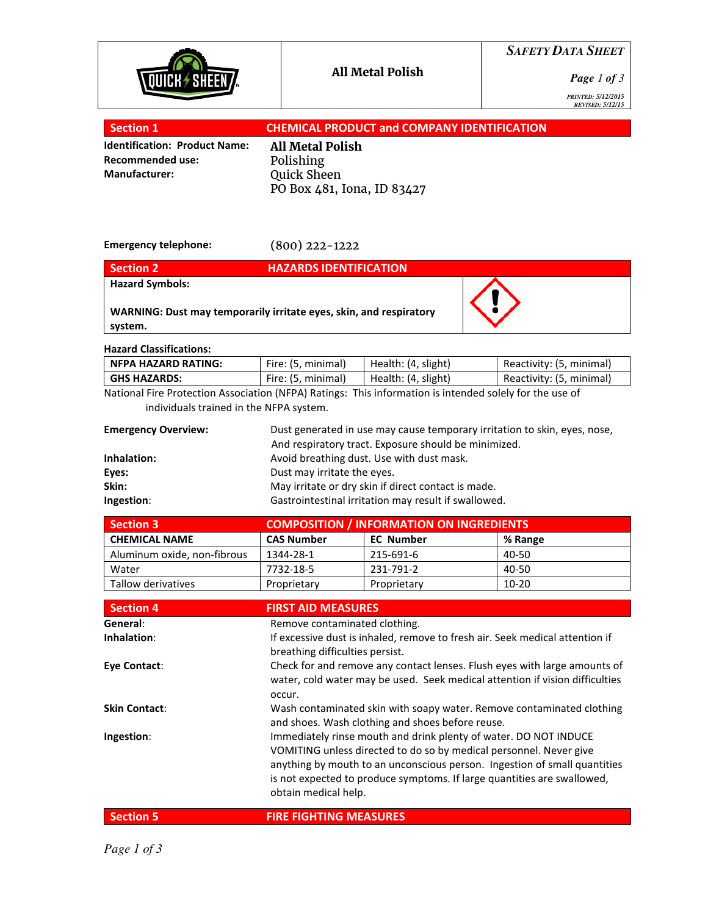| QUICK SHEEN | All Metal Polish | *SAFETY DATA SHEET*<br>*Page 1 of 3*<br>*PRINTED: 5/12/2015*<br>*REVISED: 5/12/15* |
|---|---|---|

## Section 1 CHEMICAL PRODUCT and COMPANY IDENTIFICATION

**Identification: Product Name:** **All Metal Polish**
**Recommended use:** Polishing
**Manufacturer:** Quick Sheen
PO Box 481, Iona, ID 83427

**Emergency telephone:** (800) 222-1222

## Section 2 HAZARDS IDENTIFICATION

**Hazard Symbols:**

**WARNING: Dust may temporarily irritate eyes, skin, and respiratory system.**

**Hazard Classifications:**

| | | | |
|---|---|---|---|
| **NFPA HAZARD RATING:** | Fire: (5, minimal) | Health: (4, slight) | Reactivity: (5, minimal) |
| **GHS HAZARDS:** | Fire: (5, minimal) | Health: (4, slight) | Reactivity: (5, minimal) |

National Fire Protection Association (NFPA) Ratings: This information is intended solely for the use of individuals trained in the NFPA system.

**Emergency Overview:** Dust generated in use may cause temporary irritation to skin, eyes, nose, And respiratory tract. Exposure should be minimized.

**Inhalation:** Avoid breathing dust. Use with dust mask.

**Eyes:** Dust may irritate the eyes.

**Skin:** May irritate or dry skin if direct contact is made.

**Ingestion:** Gastrointestinal irritation may result if swallowed.

## Section 3 COMPOSITION / INFORMATION ON INGREDIENTS

| CHEMICAL NAME | CAS Number | EC Number | % Range |
|---|---|---|---|
| Aluminum oxide, non-fibrous | 1344-28-1 | 215-691-6 | 40-50 |
| Water | 7732-18-5 | 231-791-2 | 40-50 |
| Tallow derivatives | Proprietary | Proprietary | 10-20 |

## Section 4 FIRST AID MEASURES

**General:** Remove contaminated clothing.

**Inhalation:** If excessive dust is inhaled, remove to fresh air. Seek medical attention if breathing difficulties persist.

**Eye Contact:** Check for and remove any contact lenses. Flush eyes with large amounts of water, cold water may be used. Seek medical attention if vision difficulties occur.

**Skin Contact:** Wash contaminated skin with soapy water. Remove contaminated clothing and shoes. Wash clothing and shoes before reuse.

**Ingestion:** Immediately rinse mouth and drink plenty of water. DO NOT INDUCE VOMITING unless directed to do so by medical personnel. Never give anything by mouth to an unconscious person. Ingestion of small quantities is not expected to produce symptoms. If large quantities are swallowed, obtain medical help.

## Section 5 FIRE FIGHTING MEASURES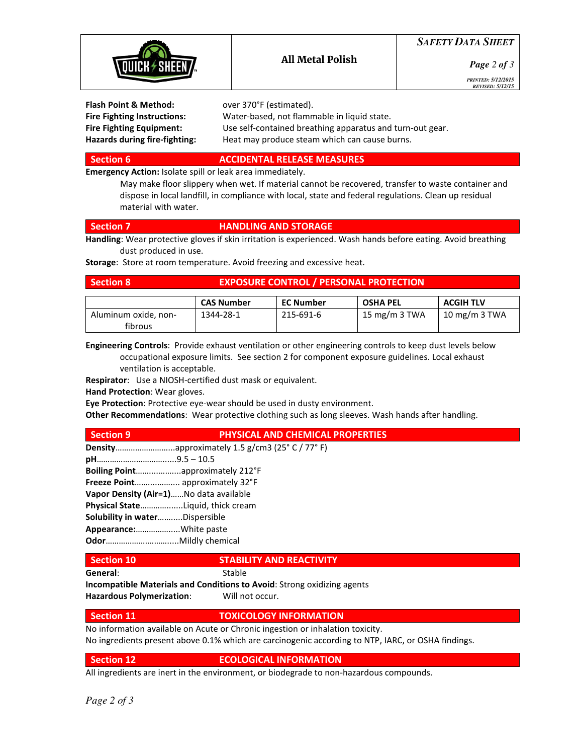**Flash Point & Method:** over 370°F (estimated).
**Fire Fighting Instructions:** Water-based, not flammable in liquid state.
**Fire Fighting Equipment:** Use self-contained breathing apparatus and turn-out gear.
**Hazards during fire-fighting:** Heat may produce steam which can cause burns.

## Section 6 ACCIDENTAL RELEASE MEASURES

**Emergency Action:** Isolate spill or leak area immediately.
May make floor slippery when wet. If material cannot be recovered, transfer to waste container and dispose in local landfill, in compliance with local, state and federal regulations. Clean up residual material with water.

## Section 7 HANDLING AND STORAGE

**Handling**: Wear protective gloves if skin irritation is experienced. Wash hands before eating. Avoid breathing dust produced in use.
**Storage**: Store at room temperature. Avoid freezing and excessive heat.

## Section 8 EXPOSURE CONTROL / PERSONAL PROTECTION

| | CAS Number | EC Number | OSHA PEL | ACGIH TLV |
|---|---|---|---|---|
| Aluminum oxide, non-fibrous | 1344-28-1 | 215-691-6 | 15 mg/m 3 TWA | 10 mg/m 3 TWA |

**Engineering Controls**: Provide exhaust ventilation or other engineering controls to keep dust levels below occupational exposure limits. See section 2 for component exposure guidelines. Local exhaust ventilation is acceptable.
**Respirator**: Use a NIOSH-certified dust mask or equivalent.
**Hand Protection**: Wear gloves.
**Eye Protection**: Protective eye-wear should be used in dusty environment.
**Other Recommendations**: Wear protective clothing such as long sleeves. Wash hands after handling.

## Section 9 PHYSICAL AND CHEMICAL PROPERTIES

**Density**..........................approximately 1.5 g/cm3 (25° C / 77° F)
**pH**..................................9.5 – 10.5
**Boiling Point**....................approximately 212°F
**Freeze Point**.................... approximately 32°F
**Vapor Density (Air=1)**......No data available
**Physical State**..................Liquid, thick cream
**Solubility in water**...........Dispersible
**Appearance:**...................White paste
**Odor**...............................Mildly chemical

## Section 10 STABILITY AND REACTIVITY

**General**: Stable
**Incompatible Materials and Conditions to Avoid**: Strong oxidizing agents
**Hazardous Polymerization**: Will not occur.

## Section 11 TOXICOLOGY INFORMATION

No information available on Acute or Chronic ingestion or inhalation toxicity.
No ingredients present above 0.1% which are carcinogenic according to NTP, IARC, or OSHA findings.

## Section 12 ECOLOGICAL INFORMATION

All ingredients are inert in the environment, or biodegrade to non-hazardous compounds.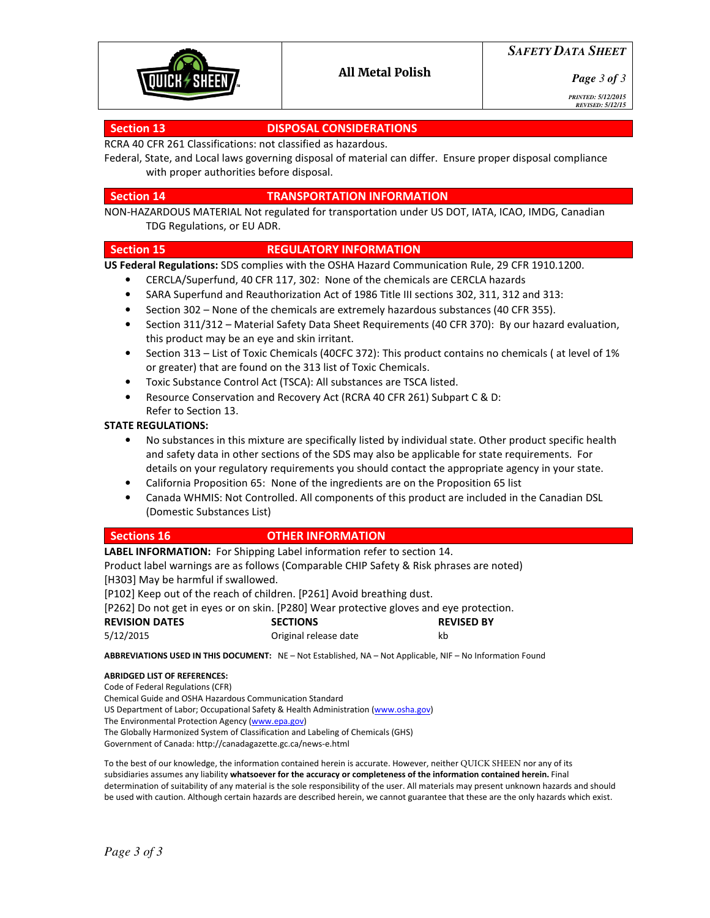## Section 13 DISPOSAL CONSIDERATIONS

RCRA 40 CFR 261 Classifications: not classified as hazardous.

Federal, State, and Local laws governing disposal of material can differ. Ensure proper disposal compliance with proper authorities before disposal.

## Section 14 TRANSPORTATION INFORMATION

NON-HAZARDOUS MATERIAL Not regulated for transportation under US DOT, IATA, ICAO, IMDG, Canadian TDG Regulations, or EU ADR.

## Section 15 REGULATORY INFORMATION

**US Federal Regulations:** SDS complies with the OSHA Hazard Communication Rule, 29 CFR 1910.1200.

- CERCLA/Superfund, 40 CFR 117, 302: None of the chemicals are CERCLA hazards
- SARA Superfund and Reauthorization Act of 1986 Title III sections 302, 311, 312 and 313:
- Section 302 – None of the chemicals are extremely hazardous substances (40 CFR 355).
- Section 311/312 – Material Safety Data Sheet Requirements (40 CFR 370): By our hazard evaluation, this product may be an eye and skin irritant.
- Section 313 – List of Toxic Chemicals (40CFC 372): This product contains no chemicals ( at level of 1% or greater) that are found on the 313 list of Toxic Chemicals.
- Toxic Substance Control Act (TSCA): All substances are TSCA listed.
- Resource Conservation and Recovery Act (RCRA 40 CFR 261) Subpart C & D: Refer to Section 13.

**STATE REGULATIONS:**

- No substances in this mixture are specifically listed by individual state. Other product specific health and safety data in other sections of the SDS may also be applicable for state requirements. For details on your regulatory requirements you should contact the appropriate agency in your state.
- California Proposition 65: None of the ingredients are on the Proposition 65 list
- Canada WHMIS: Not Controlled. All components of this product are included in the Canadian DSL (Domestic Substances List)

## Sections 16 OTHER INFORMATION

**LABEL INFORMATION:** For Shipping Label information refer to section 14.

Product label warnings are as follows (Comparable CHIP Safety & Risk phrases are noted)

[H303] May be harmful if swallowed.

[P102] Keep out of the reach of children. [P261] Avoid breathing dust.

[P262] Do not get in eyes or on skin. [P280] Wear protective gloves and eye protection.

| REVISION DATES | SECTIONS | REVISED BY |
|---|---|---|
| 5/12/2015 | Original release date | kb |

**ABBREVIATIONS USED IN THIS DOCUMENT:** NE – Not Established, NA – Not Applicable, NIF – No Information Found

**ABRIDGED LIST OF REFERENCES:**

Code of Federal Regulations (CFR)
Chemical Guide and OSHA Hazardous Communication Standard
US Department of Labor; Occupational Safety & Health Administration (www.osha.gov)
The Environmental Protection Agency (www.epa.gov)
The Globally Harmonized System of Classification and Labeling of Chemicals (GHS)
Government of Canada: http://canadagazette.gc.ca/news-e.html

To the best of our knowledge, the information contained herein is accurate. However, neither QUICK SHEEN nor any of its subsidiaries assumes any liability **whatsoever for the accuracy or completeness of the information contained herein.** Final determination of suitability of any material is the sole responsibility of the user. All materials may present unknown hazards and should be used with caution. Although certain hazards are described herein, we cannot guarantee that these are the only hazards which exist.